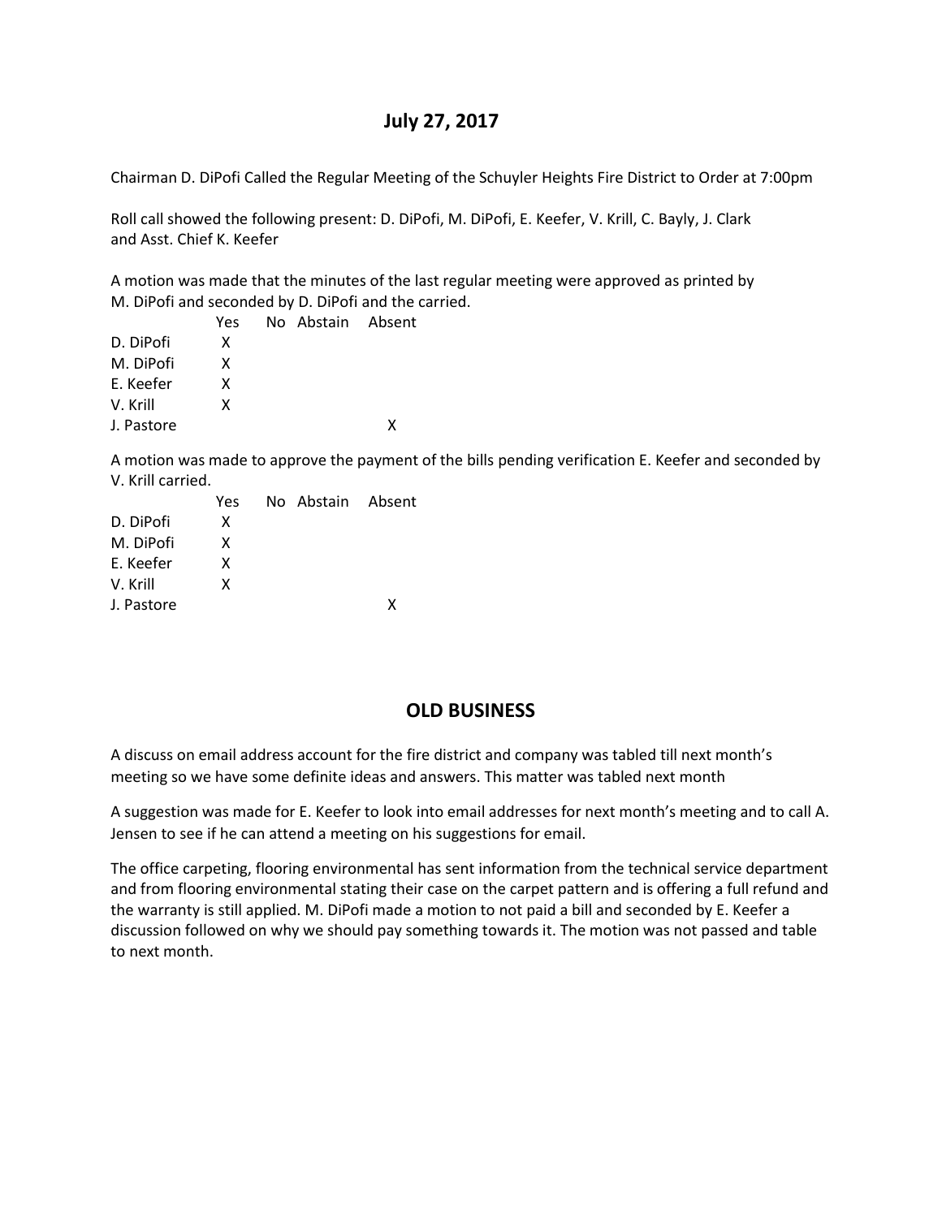# July 27, 2017

Chairman D. DiPofi Called the Regular Meeting of the Schuyler Heights Fire District to Order at 7:00pm

Roll call showed the following present: D. DiPofi, M. DiPofi, E. Keefer, V. Krill, C. Bayly, J. Clark and Asst. Chief K. Keefer

A motion was made that the minutes of the last regular meeting were approved as printed by M. DiPofi and seconded by D. DiPofi and the carried.

| | Yes | No | Abstain | Absent |
|---|---|---|---|---|
| D. DiPofi | X | | | |
| M. DiPofi | X | | | |
| E. Keefer | X | | | |
| V. Krill | X | | | |
| J. Pastore | | | | X |

A motion was made to approve the payment of the bills pending verification E. Keefer and seconded by V. Krill carried.

| | Yes | No | Abstain | Absent |
|---|---|---|---|---|
| D. DiPofi | X | | | |
| M. DiPofi | X | | | |
| E. Keefer | X | | | |
| V. Krill | X | | | |
| J. Pastore | | | | X |

## OLD BUSINESS

A discuss on email address account for the fire district and company was tabled till next month's meeting so we have some definite ideas and answers. This matter was tabled next month

A suggestion was made for E. Keefer to look into email addresses for next month's meeting and to call A. Jensen to see if he can attend a meeting on his suggestions for email.

The office carpeting, flooring environmental has sent information from the technical service department and from flooring environmental stating their case on the carpet pattern and is offering a full refund and the warranty is still applied. M. DiPofi made a motion to not paid a bill and seconded by E. Keefer a discussion followed on why we should pay something towards it. The motion was not passed and table to next month.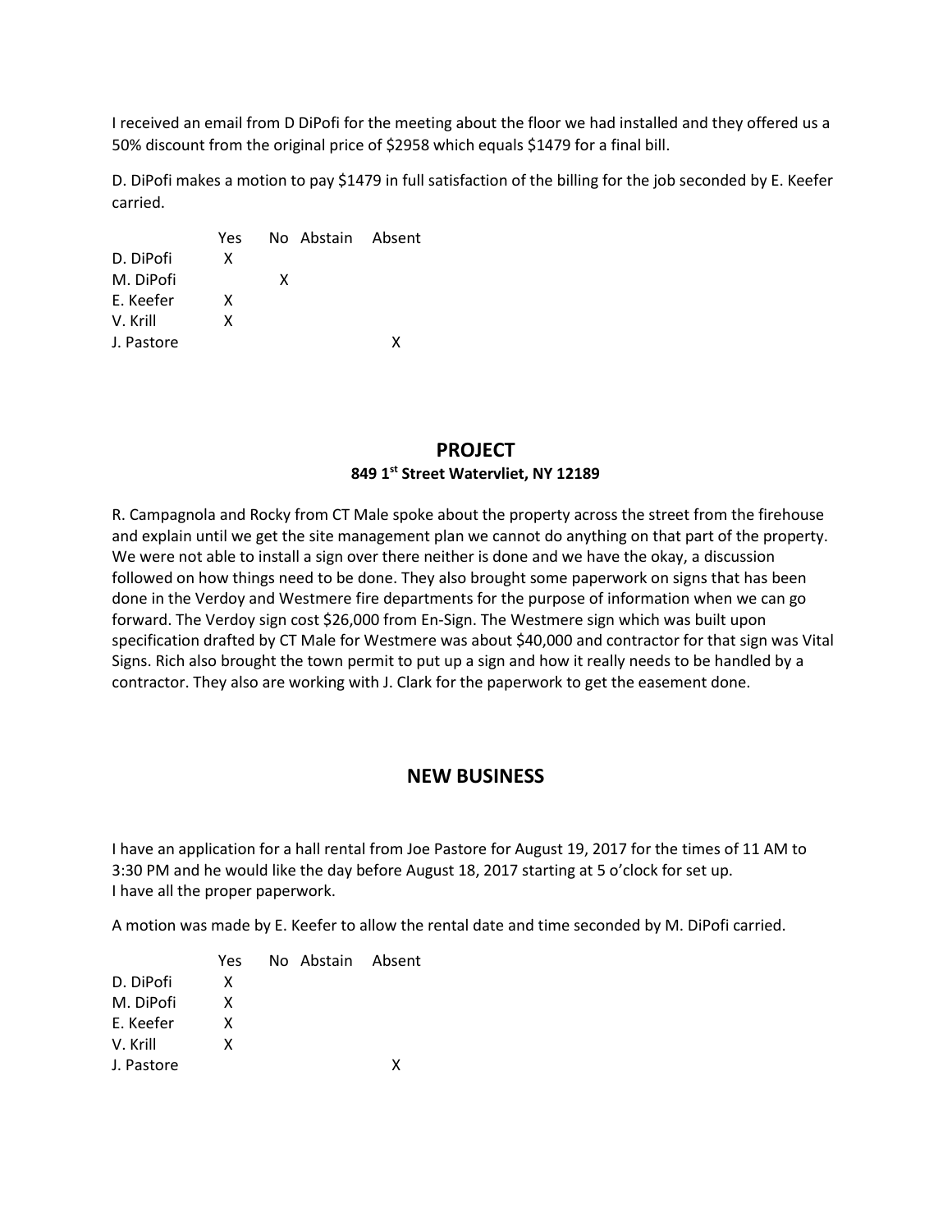I received an email from D DiPofi for the meeting about the floor we had installed and they offered us a 50% discount from the original price of $2958 which equals $1479 for a final bill.

D. DiPofi makes a motion to pay $1479 in full satisfaction of the billing for the job seconded by E. Keefer carried.

| | Yes | No | Abstain | Absent |
|---|---|---|---|---|
| D. DiPofi | X | | | |
| M. DiPofi | | X | | |
| E. Keefer | X | | | |
| V. Krill | X | | | |
| J. Pastore | | | | X |

## PROJECT

### 849 1st Street Watervliet, NY 12189

R. Campagnola and Rocky from CT Male spoke about the property across the street from the firehouse and explain until we get the site management plan we cannot do anything on that part of the property. We were not able to install a sign over there neither is done and we have the okay, a discussion followed on how things need to be done. They also brought some paperwork on signs that has been done in the Verdoy and Westmere fire departments for the purpose of information when we can go forward. The Verdoy sign cost $26,000 from En-Sign. The Westmere sign which was built upon specification drafted by CT Male for Westmere was about $40,000 and contractor for that sign was Vital Signs. Rich also brought the town permit to put up a sign and how it really needs to be handled by a contractor. They also are working with J. Clark for the paperwork to get the easement done.

## NEW BUSINESS

I have an application for a hall rental from Joe Pastore for August 19, 2017 for the times of 11 AM to 3:30 PM and he would like the day before August 18, 2017 starting at 5 o'clock for set up.
I have all the proper paperwork.

A motion was made by E. Keefer to allow the rental date and time seconded by M. DiPofi carried.

| | Yes | No | Abstain | Absent |
|---|---|---|---|---|
| D. DiPofi | X | | | |
| M. DiPofi | X | | | |
| E. Keefer | X | | | |
| V. Krill | X | | | |
| J. Pastore | | | | X |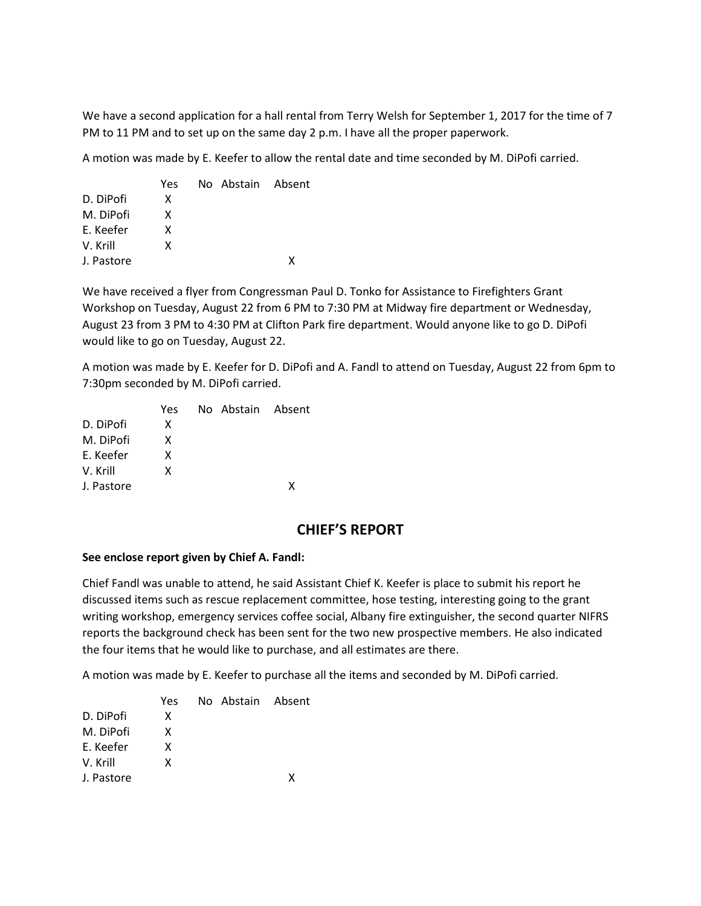We have a second application for a hall rental from Terry Welsh for September 1, 2017 for the time of 7 PM to 11 PM and to set up on the same day 2 p.m. I have all the proper paperwork.

A motion was made by E. Keefer to allow the rental date and time seconded by M. DiPofi carried.

| | Yes | No | Abstain | Absent |
|---|---|---|---|---|
| D. DiPofi | X | | | |
| M. DiPofi | X | | | |
| E. Keefer | X | | | |
| V. Krill | X | | | |
| J. Pastore | | | | X |

We have received a flyer from Congressman Paul D. Tonko for Assistance to Firefighters Grant Workshop on Tuesday, August 22 from 6 PM to 7:30 PM at Midway fire department or Wednesday, August 23 from 3 PM to 4:30 PM at Clifton Park fire department. Would anyone like to go D. DiPofi would like to go on Tuesday, August 22.

A motion was made by E. Keefer for D. DiPofi and A. Fandl to attend on Tuesday, August 22 from 6pm to 7:30pm seconded by M. DiPofi carried.

| | Yes | No | Abstain | Absent |
|---|---|---|---|---|
| D. DiPofi | X | | | |
| M. DiPofi | X | | | |
| E. Keefer | X | | | |
| V. Krill | X | | | |
| J. Pastore | | | | X |

## CHIEF'S REPORT

**See enclose report given by Chief A. Fandl:**

Chief Fandl was unable to attend, he said Assistant Chief K. Keefer is place to submit his report he discussed items such as rescue replacement committee, hose testing, interesting going to the grant writing workshop, emergency services coffee social, Albany fire extinguisher, the second quarter NIFRS reports the background check has been sent for the two new prospective members. He also indicated the four items that he would like to purchase, and all estimates are there.

A motion was made by E. Keefer to purchase all the items and seconded by M. DiPofi carried.

| | Yes | No | Abstain | Absent |
|---|---|---|---|---|
| D. DiPofi | X | | | |
| M. DiPofi | X | | | |
| E. Keefer | X | | | |
| V. Krill | X | | | |
| J. Pastore | | | | X |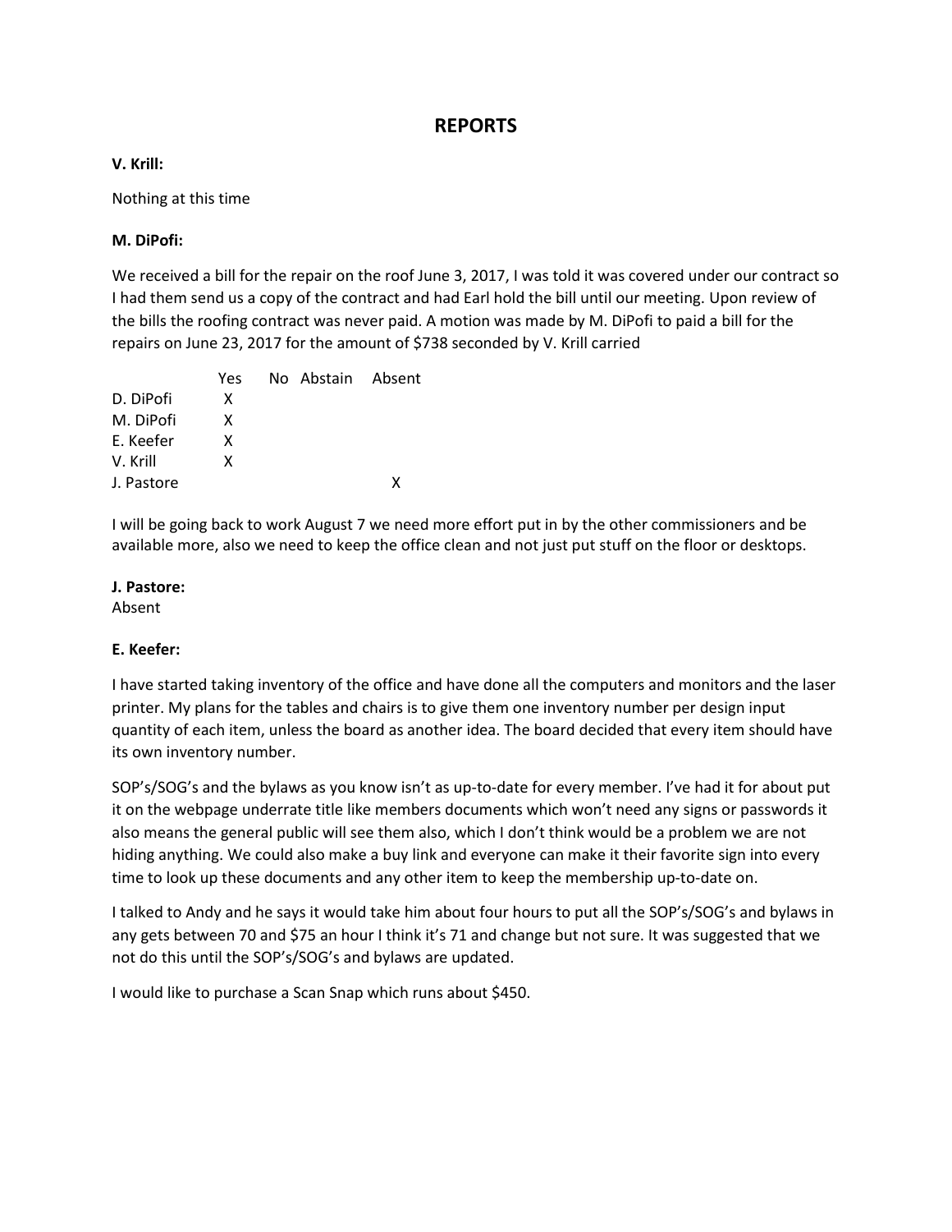# REPORTS

**V. Krill:**

Nothing at this time

**M. DiPofi:**

We received a bill for the repair on the roof June 3, 2017, I was told it was covered under our contract so I had them send us a copy of the contract and had Earl hold the bill until our meeting. Upon review of the bills the roofing contract was never paid. A motion was made by M. DiPofi to paid a bill for the repairs on June 23, 2017 for the amount of $738 seconded by V. Krill carried

| | Yes | No | Abstain | Absent |
|---|---|---|---|---|
| D. DiPofi | X | | | |
| M. DiPofi | X | | | |
| E. Keefer | X | | | |
| V. Krill | X | | | |
| J. Pastore | | | | X |

I will be going back to work August 7 we need more effort put in by the other commissioners and be available more, also we need to keep the office clean and not just put stuff on the floor or desktops.

**J. Pastore:**

Absent

**E. Keefer:**

I have started taking inventory of the office and have done all the computers and monitors and the laser printer. My plans for the tables and chairs is to give them one inventory number per design input quantity of each item, unless the board as another idea. The board decided that every item should have its own inventory number.

SOP's/SOG's and the bylaws as you know isn't as up-to-date for every member. I've had it for about put it on the webpage underrate title like members documents which won't need any signs or passwords it also means the general public will see them also, which I don't think would be a problem we are not hiding anything. We could also make a buy link and everyone can make it their favorite sign into every time to look up these documents and any other item to keep the membership up-to-date on.

I talked to Andy and he says it would take him about four hours to put all the SOP's/SOG's and bylaws in any gets between 70 and $75 an hour I think it's 71 and change but not sure. It was suggested that we not do this until the SOP's/SOG's and bylaws are updated.

I would like to purchase a Scan Snap which runs about $450.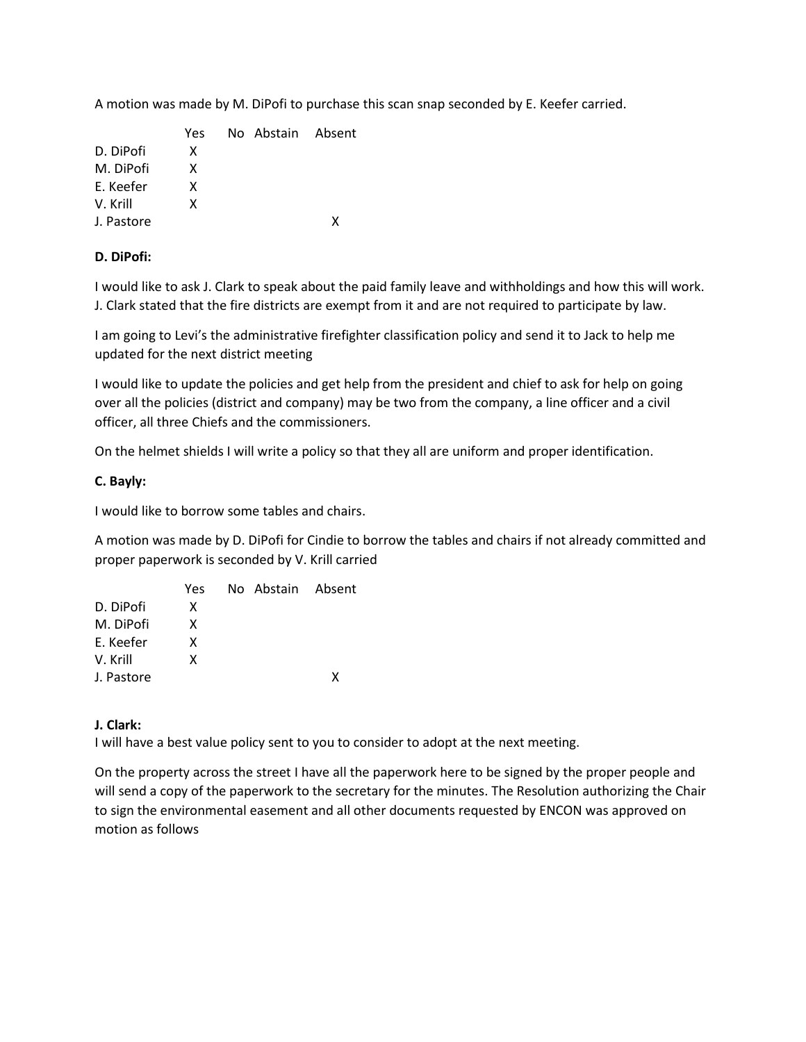A motion was made by M. DiPofi to purchase this scan snap seconded by E. Keefer carried.

| | Yes | No | Abstain | Absent |
|---|---|---|---|---|
| D. DiPofi | X | | | |
| M. DiPofi | X | | | |
| E. Keefer | X | | | |
| V. Krill | X | | | |
| J. Pastore | | | | X |

**D. DiPofi:**

I would like to ask J. Clark to speak about the paid family leave and withholdings and how this will work. J. Clark stated that the fire districts are exempt from it and are not required to participate by law.

I am going to Levi's the administrative firefighter classification policy and send it to Jack to help me updated for the next district meeting

I would like to update the policies and get help from the president and chief to ask for help on going over all the policies (district and company) may be two from the company, a line officer and a civil officer, all three Chiefs and the commissioners.

On the helmet shields I will write a policy so that they all are uniform and proper identification.

**C. Bayly:**

I would like to borrow some tables and chairs.

A motion was made by D. DiPofi for Cindie to borrow the tables and chairs if not already committed and proper paperwork is seconded by V. Krill carried

| | Yes | No | Abstain | Absent |
|---|---|---|---|---|
| D. DiPofi | X | | | |
| M. DiPofi | X | | | |
| E. Keefer | X | | | |
| V. Krill | X | | | |
| J. Pastore | | | | X |

**J. Clark:**

I will have a best value policy sent to you to consider to adopt at the next meeting.

On the property across the street I have all the paperwork here to be signed by the proper people and will send a copy of the paperwork to the secretary for the minutes. The Resolution authorizing the Chair to sign the environmental easement and all other documents requested by ENCON was approved on motion as follows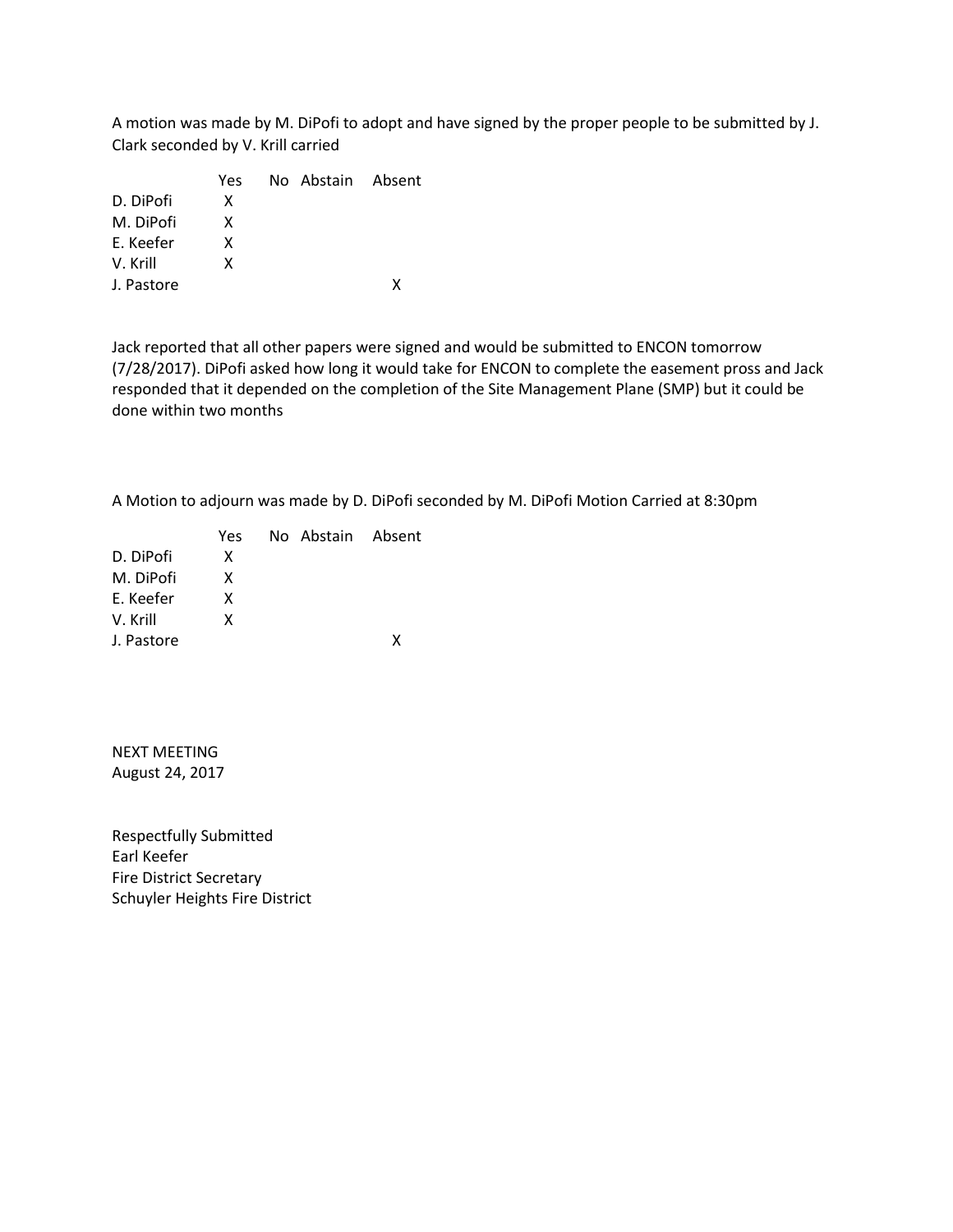A motion was made by M. DiPofi to adopt and have signed by the proper people to be submitted by J. Clark seconded by V. Krill carried

| | Yes | No | Abstain | Absent |
|---|---|---|---|---|
| D. DiPofi | X | | | |
| M. DiPofi | X | | | |
| E. Keefer | X | | | |
| V. Krill | X | | | |
| J. Pastore | | | | X |

Jack reported that all other papers were signed and would be submitted to ENCON tomorrow (7/28/2017). DiPofi asked how long it would take for ENCON to complete the easement pross and Jack responded that it depended on the completion of the Site Management Plane (SMP) but it could be done within two months

A Motion to adjourn was made by D. DiPofi seconded by M. DiPofi Motion Carried at 8:30pm

| | Yes | No | Abstain | Absent |
|---|---|---|---|---|
| D. DiPofi | X | | | |
| M. DiPofi | X | | | |
| E. Keefer | X | | | |
| V. Krill | X | | | |
| J. Pastore | | | | X |

NEXT MEETING
August 24, 2017

Respectfully Submitted
Earl Keefer
Fire District Secretary
Schuyler Heights Fire District